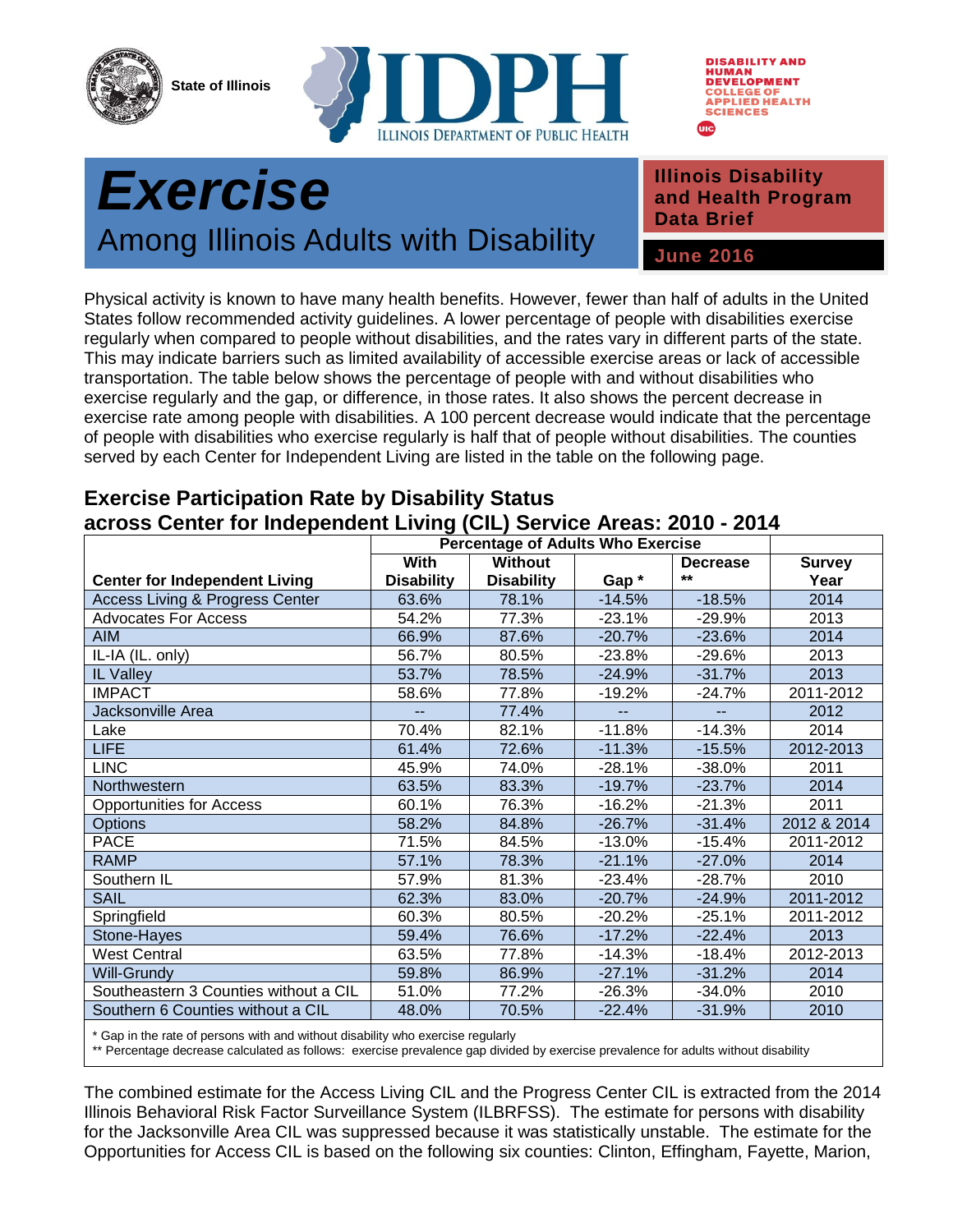State of Illinois

ILLINOIS DEPARTMENT OF PUBLIC HEALTH

DISABILITY AND HUMAN DEVELOPMENT
COLLEGE OF APPLIED HEALTH SCIENCES

# *Exercise*

## Among Illinois Adults with Disability

**Illinois Disability and Health Program Data Brief**

**June 2016**

Physical activity is known to have many health benefits. However, fewer than half of adults in the United States follow recommended activity guidelines. A lower percentage of people with disabilities exercise regularly when compared to people without disabilities, and the rates vary in different parts of the state. This may indicate barriers such as limited availability of accessible exercise areas or lack of accessible transportation. The table below shows the percentage of people with and without disabilities who exercise regularly and the gap, or difference, in those rates. It also shows the percent decrease in exercise rate among people with disabilities. A 100 percent decrease would indicate that the percentage of people with disabilities who exercise regularly is half that of people without disabilities. The counties served by each Center for Independent Living are listed in the table on the following page.

### Exercise Participation Rate by Disability Status across Center for Independent Living (CIL) Service Areas: 2010 - 2014

| | Percentage of Adults Who Exercise | | | | |
|---|---|---|---|---|---|
| **Center for Independent Living** | **With Disability** | **Without Disability** | **Gap \*** | **Decrease \*\*** | **Survey Year** |
| Access Living & Progress Center | 63.6% | 78.1% | -14.5% | -18.5% | 2014 |
| Advocates For Access | 54.2% | 77.3% | -23.1% | -29.9% | 2013 |
| AIM | 66.9% | 87.6% | -20.7% | -23.6% | 2014 |
| IL-IA (IL. only) | 56.7% | 80.5% | -23.8% | -29.6% | 2013 |
| IL Valley | 53.7% | 78.5% | -24.9% | -31.7% | 2013 |
| IMPACT | 58.6% | 77.8% | -19.2% | -24.7% | 2011-2012 |
| Jacksonville Area | -- | 77.4% | -- | -- | 2012 |
| Lake | 70.4% | 82.1% | -11.8% | -14.3% | 2014 |
| LIFE | 61.4% | 72.6% | -11.3% | -15.5% | 2012-2013 |
| LINC | 45.9% | 74.0% | -28.1% | -38.0% | 2011 |
| Northwestern | 63.5% | 83.3% | -19.7% | -23.7% | 2014 |
| Opportunities for Access | 60.1% | 76.3% | -16.2% | -21.3% | 2011 |
| Options | 58.2% | 84.8% | -26.7% | -31.4% | 2012 & 2014 |
| PACE | 71.5% | 84.5% | -13.0% | -15.4% | 2011-2012 |
| RAMP | 57.1% | 78.3% | -21.1% | -27.0% | 2014 |
| Southern IL | 57.9% | 81.3% | -23.4% | -28.7% | 2010 |
| SAIL | 62.3% | 83.0% | -20.7% | -24.9% | 2011-2012 |
| Springfield | 60.3% | 80.5% | -20.2% | -25.1% | 2011-2012 |
| Stone-Hayes | 59.4% | 76.6% | -17.2% | -22.4% | 2013 |
| West Central | 63.5% | 77.8% | -14.3% | -18.4% | 2012-2013 |
| Will-Grundy | 59.8% | 86.9% | -27.1% | -31.2% | 2014 |
| Southeastern 3 Counties without a CIL | 51.0% | 77.2% | -26.3% | -34.0% | 2010 |
| Southern 6 Counties without a CIL | 48.0% | 70.5% | -22.4% | -31.9% | 2010 |

\* Gap in the rate of persons with and without disability who exercise regularly
\*\* Percentage decrease calculated as follows: exercise prevalence gap divided by exercise prevalence for adults without disability

The combined estimate for the Access Living CIL and the Progress Center CIL is extracted from the 2014 Illinois Behavioral Risk Factor Surveillance System (ILBRFSS). The estimate for persons with disability for the Jacksonville Area CIL was suppressed because it was statistically unstable. The estimate for the Opportunities for Access CIL is based on the following six counties: Clinton, Effingham, Fayette, Marion,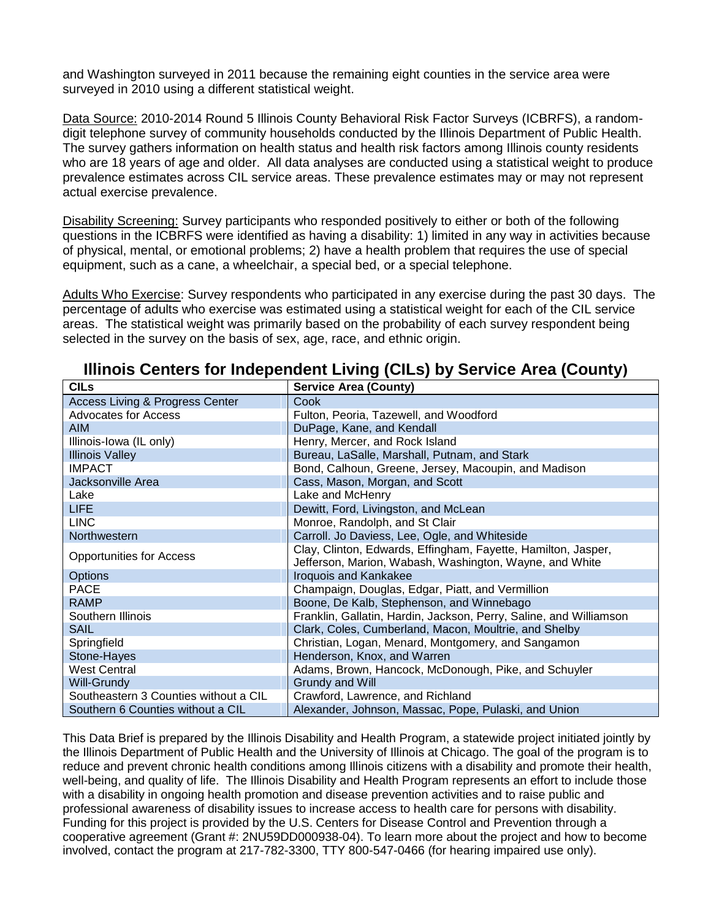and Washington surveyed in 2011 because the remaining eight counties in the service area were surveyed in 2010 using a different statistical weight.

Data Source: 2010-2014 Round 5 Illinois County Behavioral Risk Factor Surveys (ICBRFS), a random-digit telephone survey of community households conducted by the Illinois Department of Public Health. The survey gathers information on health status and health risk factors among Illinois county residents who are 18 years of age and older. All data analyses are conducted using a statistical weight to produce prevalence estimates across CIL service areas. These prevalence estimates may or may not represent actual exercise prevalence.

Disability Screening: Survey participants who responded positively to either or both of the following questions in the ICBRFS were identified as having a disability: 1) limited in any way in activities because of physical, mental, or emotional problems; 2) have a health problem that requires the use of special equipment, such as a cane, a wheelchair, a special bed, or a special telephone.

Adults Who Exercise: Survey respondents who participated in any exercise during the past 30 days. The percentage of adults who exercise was estimated using a statistical weight for each of the CIL service areas. The statistical weight was primarily based on the probability of each survey respondent being selected in the survey on the basis of sex, age, race, and ethnic origin.

## Illinois Centers for Independent Living (CILs) by Service Area (County)

| CILs | Service Area (County) |
|---|---|
| Access Living & Progress Center | Cook |
| Advocates for Access | Fulton, Peoria, Tazewell, and Woodford |
| AIM | DuPage, Kane, and Kendall |
| Illinois-Iowa (IL only) | Henry, Mercer, and Rock Island |
| Illinois Valley | Bureau, LaSalle, Marshall, Putnam, and Stark |
| IMPACT | Bond, Calhoun, Greene, Jersey, Macoupin, and Madison |
| Jacksonville Area | Cass, Mason, Morgan, and Scott |
| Lake | Lake and McHenry |
| LIFE | Dewitt, Ford, Livingston, and McLean |
| LINC | Monroe, Randolph, and St Clair |
| Northwestern | Carroll. Jo Daviess, Lee, Ogle, and Whiteside |
| Opportunities for Access | Clay, Clinton, Edwards, Effingham, Fayette, Hamilton, Jasper, Jefferson, Marion, Wabash, Washington, Wayne, and White |
| Options | Iroquois and Kankakee |
| PACE | Champaign, Douglas, Edgar, Piatt, and Vermillion |
| RAMP | Boone, De Kalb, Stephenson, and Winnebago |
| Southern Illinois | Franklin, Gallatin, Hardin, Jackson, Perry, Saline, and Williamson |
| SAIL | Clark, Coles, Cumberland, Macon, Moultrie, and Shelby |
| Springfield | Christian, Logan, Menard, Montgomery, and Sangamon |
| Stone-Hayes | Henderson, Knox, and Warren |
| West Central | Adams, Brown, Hancock, McDonough, Pike, and Schuyler |
| Will-Grundy | Grundy and Will |
| Southeastern 3 Counties without a CIL | Crawford, Lawrence, and Richland |
| Southern 6 Counties without a CIL | Alexander, Johnson, Massac, Pope, Pulaski, and Union |

This Data Brief is prepared by the Illinois Disability and Health Program, a statewide project initiated jointly by the Illinois Department of Public Health and the University of Illinois at Chicago. The goal of the program is to reduce and prevent chronic health conditions among Illinois citizens with a disability and promote their health, well-being, and quality of life. The Illinois Disability and Health Program represents an effort to include those with a disability in ongoing health promotion and disease prevention activities and to raise public and professional awareness of disability issues to increase access to health care for persons with disability. Funding for this project is provided by the U.S. Centers for Disease Control and Prevention through a cooperative agreement (Grant #: 2NU59DD000938-04). To learn more about the project and how to become involved, contact the program at 217-782-3300, TTY 800-547-0466 (for hearing impaired use only).